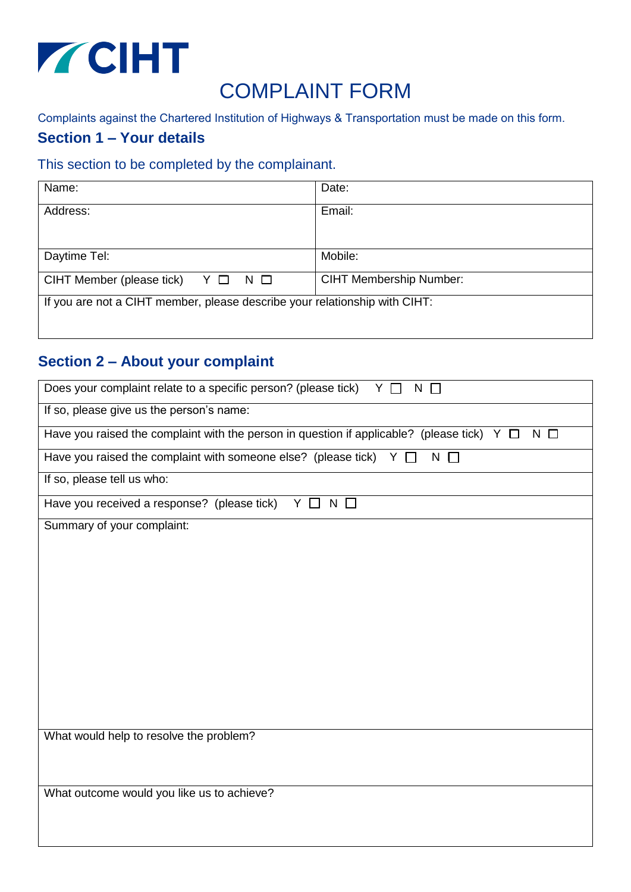CIHT

# COMPLAINT FORM

Complaints against the Chartered Institution of Highways & Transportation must be made on this form.

## Section 1 – Your details

This section to be completed by the complainant.

| Name: | Date: |
|---|---|
| Address: | Email: |
| Daytime Tel: | Mobile: |
| CIHT Member (please tick) Y ☐ N ☐ | CIHT Membership Number: |
| If you are not a CIHT member, please describe your relationship with CIHT: | |

## Section 2 – About your complaint

| |
|---|
| Does your complaint relate to a specific person? (please tick) Y ☐ N ☐ |
| If so, please give us the person's name: |
| Have you raised the complaint with the person in question if applicable? (please tick) Y ☐ N ☐ |
| Have you raised the complaint with someone else? (please tick) Y ☐ N ☐ |
| If so, please tell us who: |
| Have you received a response? (please tick) Y ☐ N ☐ |
| Summary of your complaint: |
| What would help to resolve the problem? |
| What outcome would you like us to achieve? |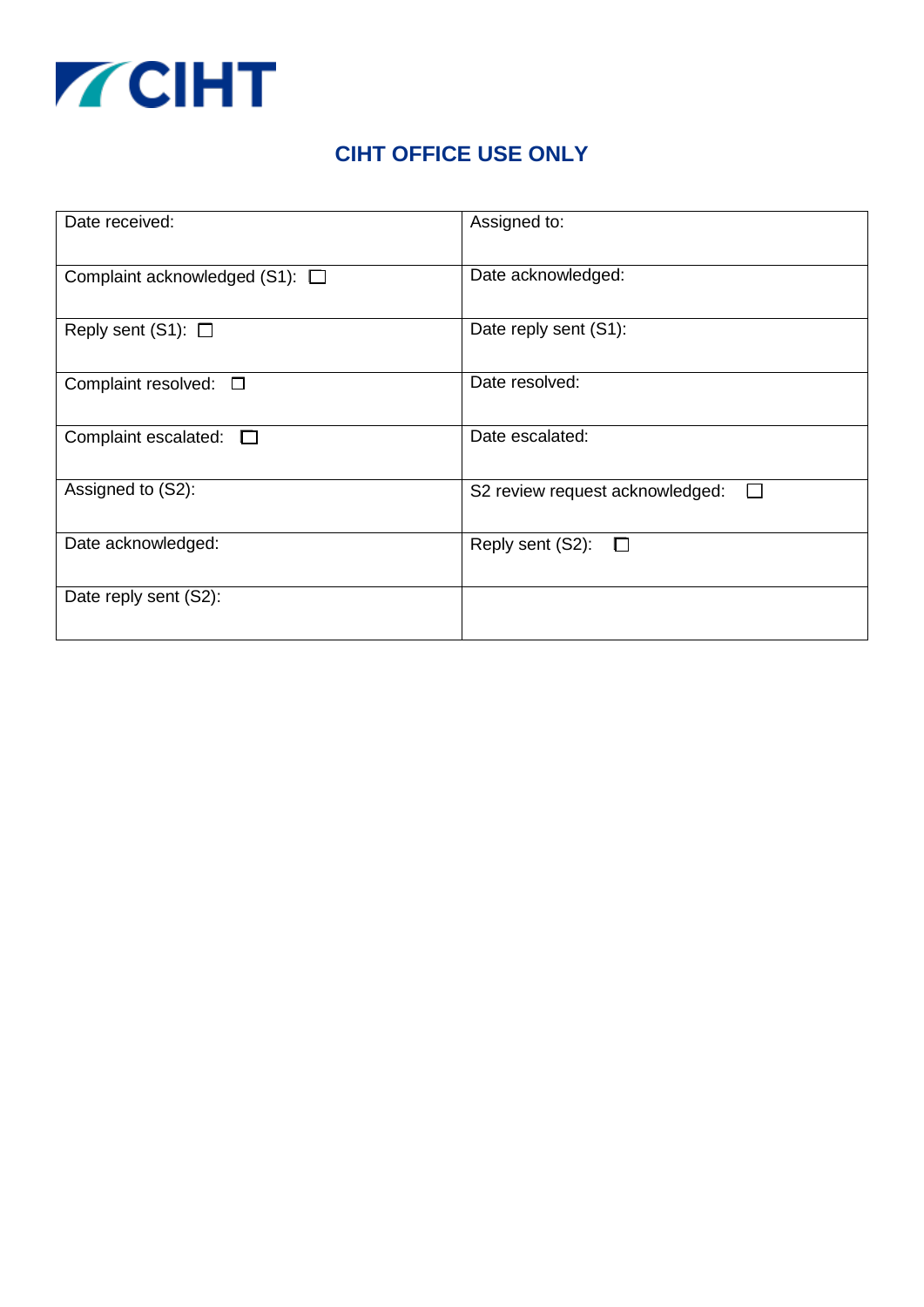CIHT

## CIHT OFFICE USE ONLY

| | |
|---|---|
| Date received: | Assigned to: |
| Complaint acknowledged (S1): ☐ | Date acknowledged: |
| Reply sent (S1): ☐ | Date reply sent (S1): |
| Complaint resolved: ☐ | Date resolved: |
| Complaint escalated: ☐ | Date escalated: |
| Assigned to (S2): | S2 review request acknowledged: ☐ |
| Date acknowledged: | Reply sent (S2): ☐ |
| Date reply sent (S2): | |